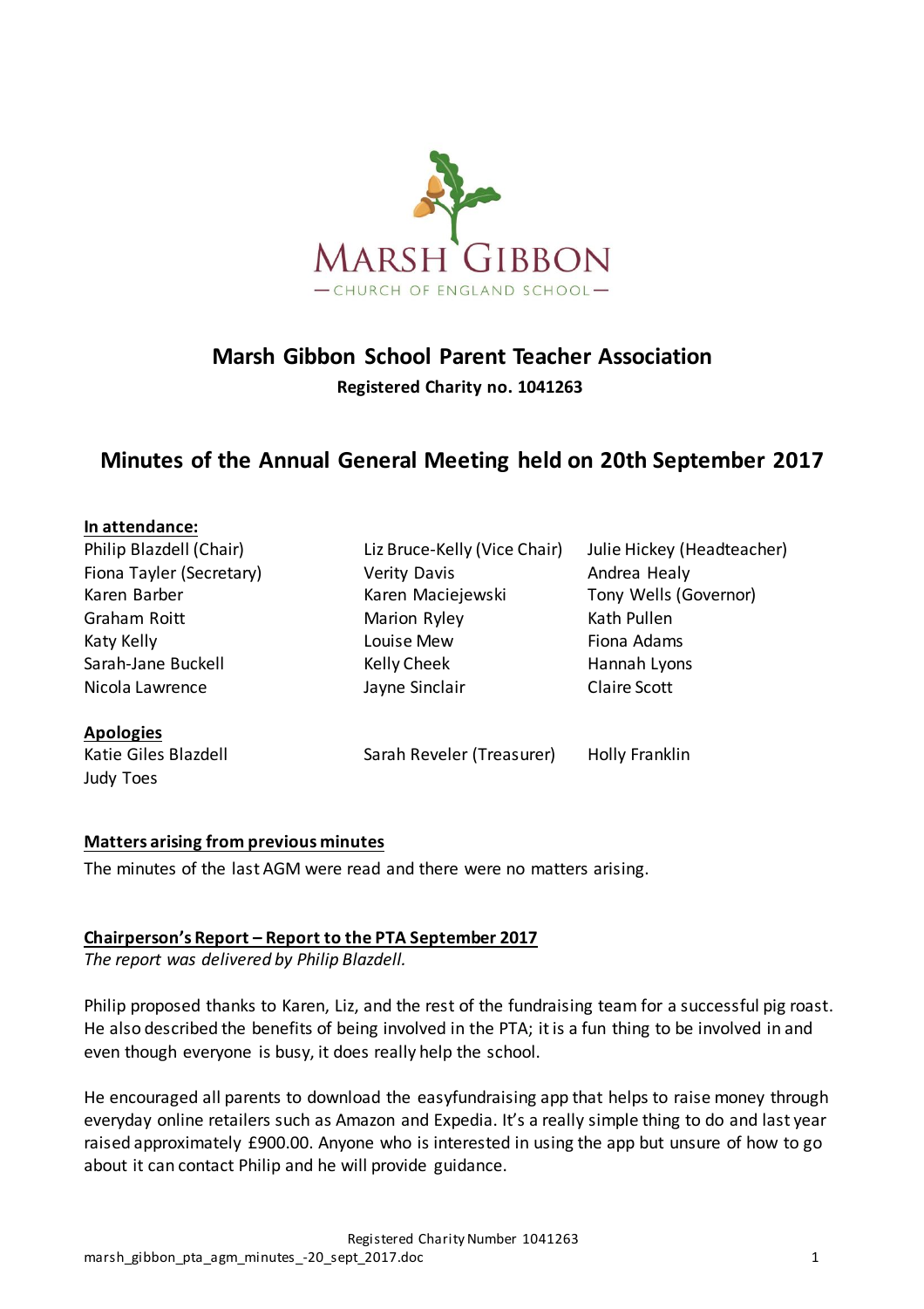MARSH GIBBON
— CHURCH OF ENGLAND SCHOOL —

# Marsh Gibbon School Parent Teacher Association

**Registered Charity no. 1041263**

## Minutes of the Annual General Meeting held on 20th September 2017

**In attendance:**

| | | |
|---|---|---|
| Philip Blazdell (Chair) | Liz Bruce-Kelly (Vice Chair) | Julie Hickey (Headteacher) |
| Fiona Tayler (Secretary) | Verity Davis | Andrea Healy |
| Karen Barber | Karen Maciejewski | Tony Wells (Governor) |
| Graham Roitt | Marion Ryley | Kath Pullen |
| Katy Kelly | Louise Mew | Fiona Adams |
| Sarah-Jane Buckell | Kelly Cheek | Hannah Lyons |
| Nicola Lawrence | Jayne Sinclair | Claire Scott |

**Apologies**

| | | |
|---|---|---|
| Katie Giles Blazdell | Sarah Reveler (Treasurer) | Holly Franklin |
| Judy Toes | | |

**Matters arising from previous minutes**

The minutes of the last AGM were read and there were no matters arising.

**Chairperson's Report – Report to the PTA September 2017**

*The report was delivered by Philip Blazdell.*

Philip proposed thanks to Karen, Liz, and the rest of the fundraising team for a successful pig roast. He also described the benefits of being involved in the PTA; it is a fun thing to be involved in and even though everyone is busy, it does really help the school.

He encouraged all parents to download the easyfundraising app that helps to raise money through everyday online retailers such as Amazon and Expedia. It's a really simple thing to do and last year raised approximately £900.00. Anyone who is interested in using the app but unsure of how to go about it can contact Philip and he will provide guidance.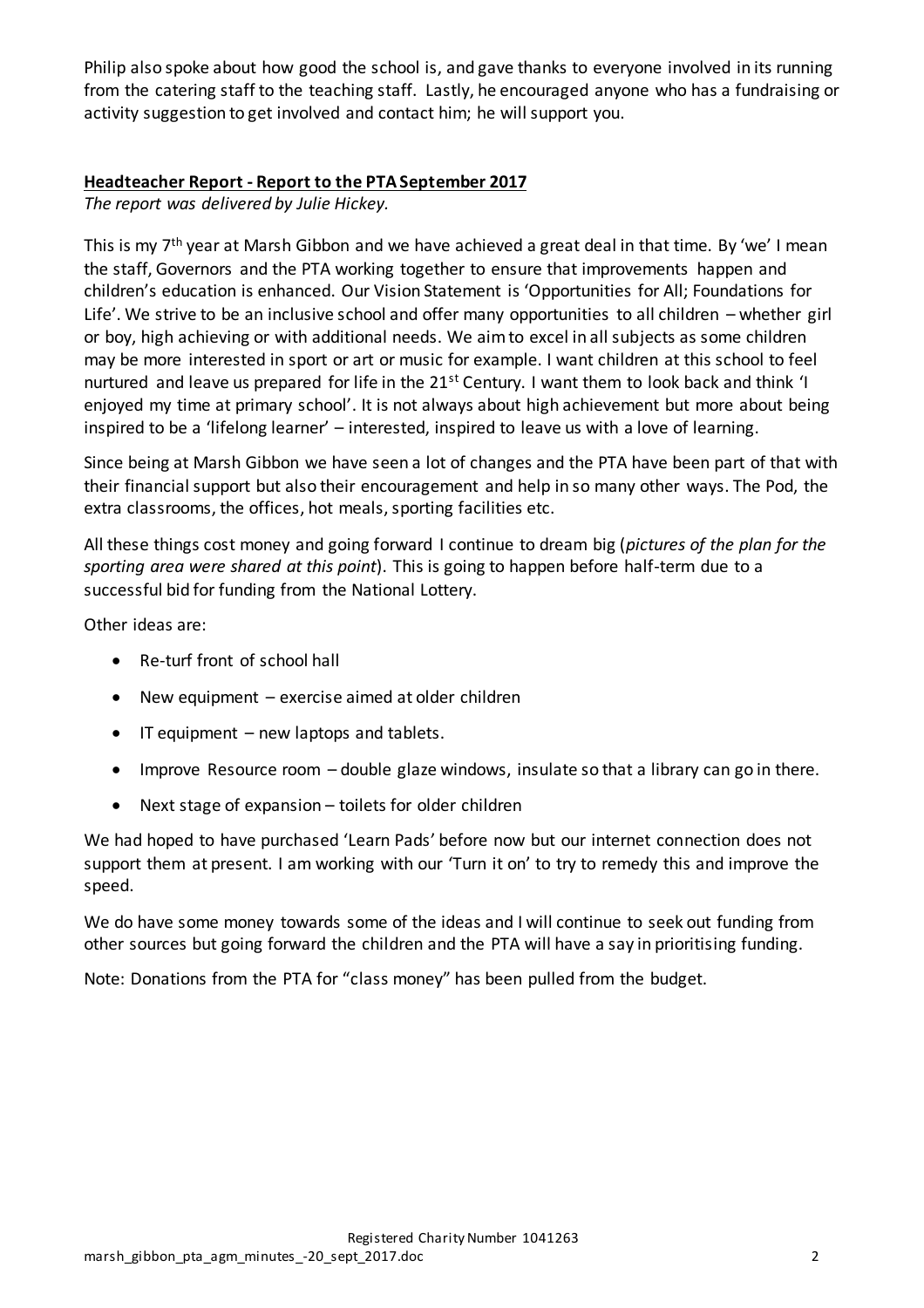Philip also spoke about how good the school is, and gave thanks to everyone involved in its running from the catering staff to the teaching staff. Lastly, he encouraged anyone who has a fundraising or activity suggestion to get involved and contact him; he will support you.

## Headteacher Report - Report to the PTA September 2017

*The report was delivered by Julie Hickey.*

This is my 7th year at Marsh Gibbon and we have achieved a great deal in that time. By 'we' I mean the staff, Governors and the PTA working together to ensure that improvements happen and children's education is enhanced. Our Vision Statement is 'Opportunities for All; Foundations for Life'. We strive to be an inclusive school and offer many opportunities to all children – whether girl or boy, high achieving or with additional needs. We aim to excel in all subjects as some children may be more interested in sport or art or music for example. I want children at this school to feel nurtured and leave us prepared for life in the 21st Century. I want them to look back and think 'I enjoyed my time at primary school'. It is not always about high achievement but more about being inspired to be a 'lifelong learner' – interested, inspired to leave us with a love of learning.

Since being at Marsh Gibbon we have seen a lot of changes and the PTA have been part of that with their financial support but also their encouragement and help in so many other ways. The Pod, the extra classrooms, the offices, hot meals, sporting facilities etc.

All these things cost money and going forward I continue to dream big (*pictures of the plan for the sporting area were shared at this point*). This is going to happen before half-term due to a successful bid for funding from the National Lottery.

Other ideas are:

- Re-turf front of school hall
- New equipment – exercise aimed at older children
- IT equipment – new laptops and tablets.
- Improve Resource room – double glaze windows, insulate so that a library can go in there.
- Next stage of expansion – toilets for older children

We had hoped to have purchased 'Learn Pads' before now but our internet connection does not support them at present. I am working with our 'Turn it on' to try to remedy this and improve the speed.

We do have some money towards some of the ideas and I will continue to seek out funding from other sources but going forward the children and the PTA will have a say in prioritising funding.

Note: Donations from the PTA for "class money" has been pulled from the budget.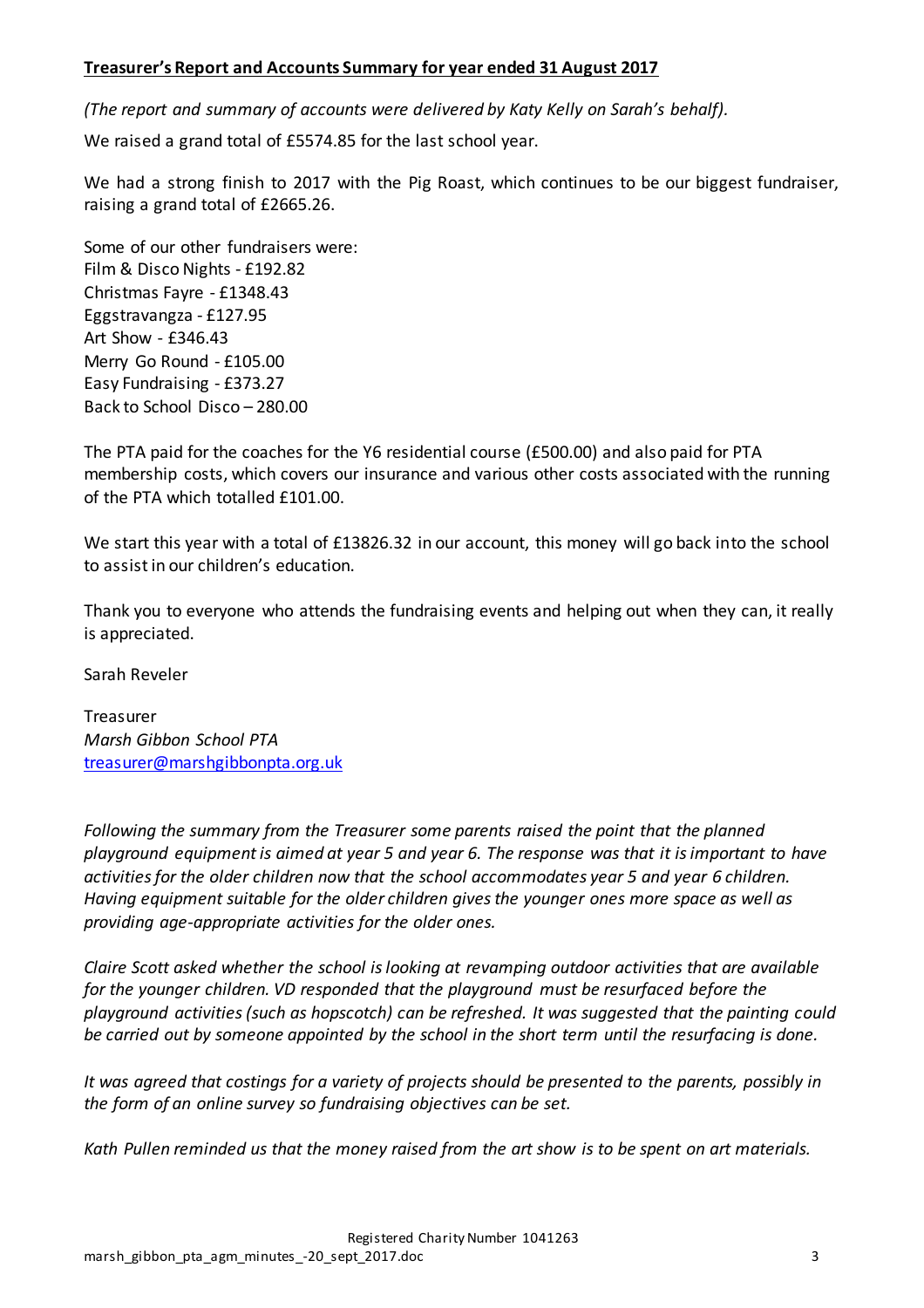**Treasurer's Report and Accounts Summary for year ended 31 August 2017**

*(The report and summary of accounts were delivered by Katy Kelly on Sarah's behalf).*

We raised a grand total of £5574.85 for the last school year.

We had a strong finish to 2017 with the Pig Roast, which continues to be our biggest fundraiser, raising a grand total of £2665.26.

Some of our other fundraisers were:
Film & Disco Nights - £192.82
Christmas Fayre - £1348.43
Eggstravangza - £127.95
Art Show - £346.43
Merry Go Round - £105.00
Easy Fundraising - £373.27
Back to School Disco – 280.00

The PTA paid for the coaches for the Y6 residential course (£500.00) and also paid for PTA membership costs, which covers our insurance and various other costs associated with the running of the PTA which totalled £101.00.

We start this year with a total of £13826.32 in our account, this money will go back into the school to assist in our children's education.

Thank you to everyone who attends the fundraising events and helping out when they can, it really is appreciated.

Sarah Reveler

Treasurer
*Marsh Gibbon School PTA*
treasurer@marshgibbonpta.org.uk

*Following the summary from the Treasurer some parents raised the point that the planned playground equipment is aimed at year 5 and year 6. The response was that it is important to have activities for the older children now that the school accommodates year 5 and year 6 children. Having equipment suitable for the older children gives the younger ones more space as well as providing age-appropriate activities for the older ones.*

*Claire Scott asked whether the school is looking at revamping outdoor activities that are available for the younger children. VD responded that the playground must be resurfaced before the playground activities (such as hopscotch) can be refreshed. It was suggested that the painting could be carried out by someone appointed by the school in the short term until the resurfacing is done.*

*It was agreed that costings for a variety of projects should be presented to the parents, possibly in the form of an online survey so fundraising objectives can be set.*

*Kath Pullen reminded us that the money raised from the art show is to be spent on art materials.*

Registered Charity Number 1041263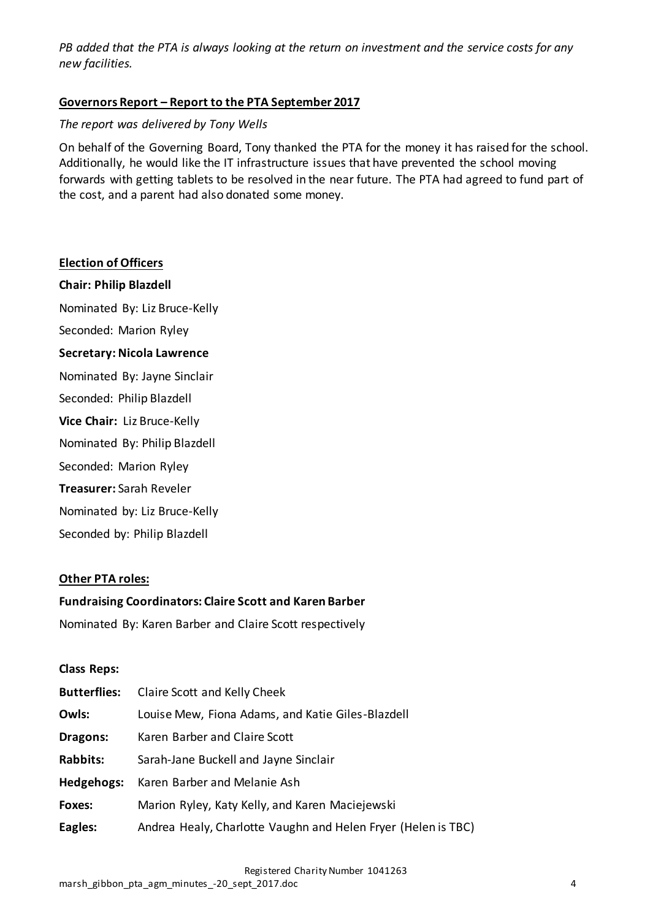*PB added that the PTA is always looking at the return on investment and the service costs for any new facilities.*

**Governors Report – Report to the PTA September 2017**

*The report was delivered by Tony Wells*

On behalf of the Governing Board, Tony thanked the PTA for the money it has raised for the school. Additionally, he would like the IT infrastructure issues that have prevented the school moving forwards with getting tablets to be resolved in the near future. The PTA had agreed to fund part of the cost, and a parent had also donated some money.

**Election of Officers**

**Chair: Philip Blazdell**

Nominated By: Liz Bruce-Kelly

Seconded: Marion Ryley

**Secretary: Nicola Lawrence**

Nominated By: Jayne Sinclair

Seconded: Philip Blazdell

**Vice Chair:** Liz Bruce-Kelly

Nominated By: Philip Blazdell

Seconded: Marion Ryley

**Treasurer:** Sarah Reveler

Nominated by: Liz Bruce-Kelly

Seconded by: Philip Blazdell

**Other PTA roles:**

**Fundraising Coordinators: Claire Scott and Karen Barber**

Nominated By: Karen Barber and Claire Scott respectively

**Class Reps:**

| | |
|---|---|
| **Butterflies:** | Claire Scott and Kelly Cheek |
| **Owls:** | Louise Mew, Fiona Adams, and Katie Giles-Blazdell |
| **Dragons:** | Karen Barber and Claire Scott |
| **Rabbits:** | Sarah-Jane Buckell and Jayne Sinclair |
| **Hedgehogs:** | Karen Barber and Melanie Ash |
| **Foxes:** | Marion Ryley, Katy Kelly, and Karen Maciejewski |
| **Eagles:** | Andrea Healy, Charlotte Vaughn and Helen Fryer (Helen is TBC) |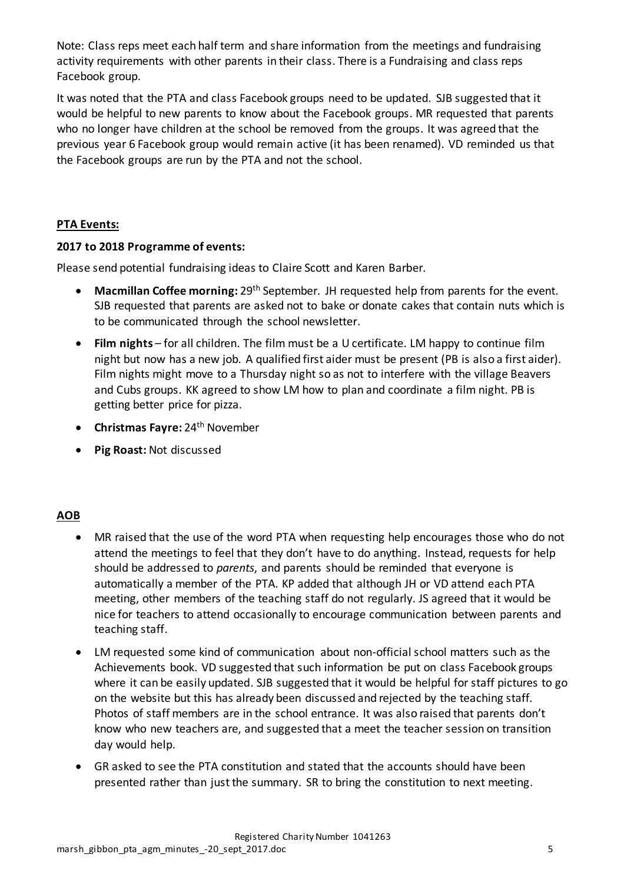Note: Class reps meet each half term and share information from the meetings and fundraising activity requirements with other parents in their class. There is a Fundraising and class reps Facebook group.

It was noted that the PTA and class Facebook groups need to be updated. SJB suggested that it would be helpful to new parents to know about the Facebook groups. MR requested that parents who no longer have children at the school be removed from the groups. It was agreed that the previous year 6 Facebook group would remain active (it has been renamed). VD reminded us that the Facebook groups are run by the PTA and not the school.

## PTA Events:

### 2017 to 2018 Programme of events:

Please send potential fundraising ideas to Claire Scott and Karen Barber.

- **Macmillan Coffee morning:** 29th September. JH requested help from parents for the event. SJB requested that parents are asked not to bake or donate cakes that contain nuts which is to be communicated through the school newsletter.
- **Film nights** – for all children. The film must be a U certificate. LM happy to continue film night but now has a new job. A qualified first aider must be present (PB is also a first aider). Film nights might move to a Thursday night so as not to interfere with the village Beavers and Cubs groups. KK agreed to show LM how to plan and coordinate a film night. PB is getting better price for pizza.
- **Christmas Fayre:** 24th November
- **Pig Roast:** Not discussed

## AOB

- MR raised that the use of the word PTA when requesting help encourages those who do not attend the meetings to feel that they don't have to do anything. Instead, requests for help should be addressed to *parents*, and parents should be reminded that everyone is automatically a member of the PTA. KP added that although JH or VD attend each PTA meeting, other members of the teaching staff do not regularly. JS agreed that it would be nice for teachers to attend occasionally to encourage communication between parents and teaching staff.
- LM requested some kind of communication about non-official school matters such as the Achievements book. VD suggested that such information be put on class Facebook groups where it can be easily updated. SJB suggested that it would be helpful for staff pictures to go on the website but this has already been discussed and rejected by the teaching staff. Photos of staff members are in the school entrance. It was also raised that parents don't know who new teachers are, and suggested that a meet the teacher session on transition day would help.
- GR asked to see the PTA constitution and stated that the accounts should have been presented rather than just the summary. SR to bring the constitution to next meeting.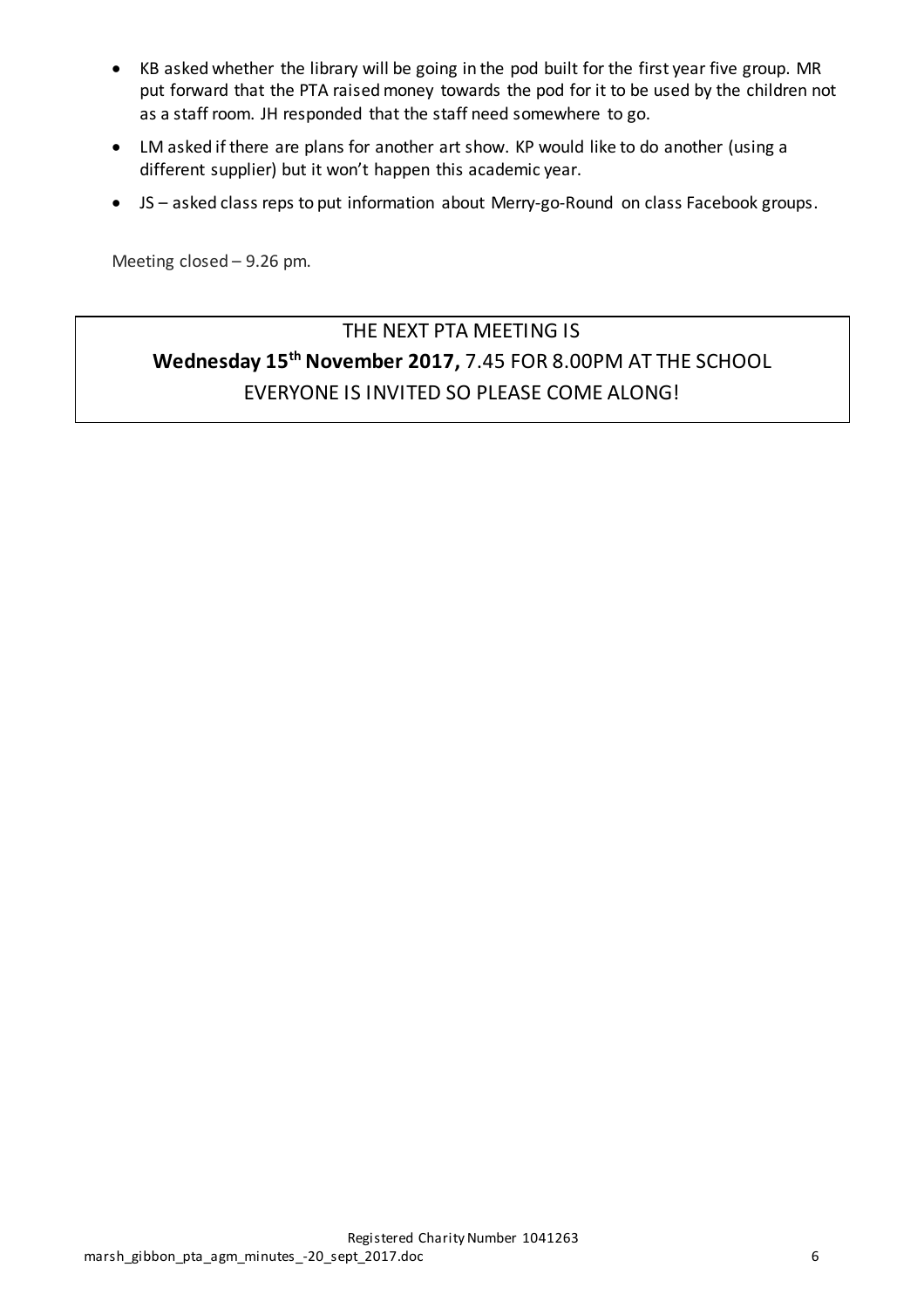- KB asked whether the library will be going in the pod built for the first year five group. MR put forward that the PTA raised money towards the pod for it to be used by the children not as a staff room. JH responded that the staff need somewhere to go.
- LM asked if there are plans for another art show. KP would like to do another (using a different supplier) but it won't happen this academic year.
- JS – asked class reps to put information about Merry-go-Round on class Facebook groups.

Meeting closed – 9.26 pm.

THE NEXT PTA MEETING IS

**Wednesday 15th November 2017,** 7.45 FOR 8.00PM AT THE SCHOOL

EVERYONE IS INVITED SO PLEASE COME ALONG!

Registered Charity Number 1041263

marsh_gibbon_pta_agm_minutes_-20_sept_2017.doc